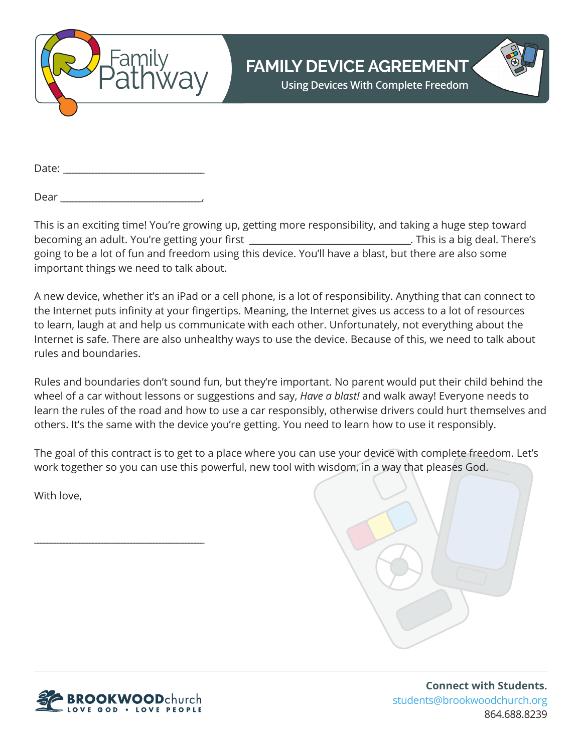Family Pathway

# FAMILY DEVICE AGREEMENT

## Using Devices With Complete Freedom

Date: ______________________________

Dear ______________________________,

This is an exciting time! You're growing up, getting more responsibility, and taking a huge step toward becoming an adult. You're getting your first ________________________________. This is a big deal. There's going to be a lot of fun and freedom using this device. You'll have a blast, but there are also some important things we need to talk about.

A new device, whether it's an iPad or a cell phone, is a lot of responsibility. Anything that can connect to the Internet puts infinity at your fingertips. Meaning, the Internet gives us access to a lot of resources to learn, laugh at and help us communicate with each other. Unfortunately, not everything about the Internet is safe. There are also unhealthy ways to use the device. Because of this, we need to talk about rules and boundaries.

Rules and boundaries don't sound fun, but they're important. No parent would put their child behind the wheel of a car without lessons or suggestions and say, *Have a blast!* and walk away! Everyone needs to learn the rules of the road and how to use a car responsibly, otherwise drivers could hurt themselves and others. It's the same with the device you're getting. You need to learn how to use it responsibly.

The goal of this contract is to get to a place where you can use your device with complete freedom. Let's work together so you can use this powerful, new tool with wisdom, in a way that pleases God.

With love,

______________________________________

BROOKWOODchurch
LOVE GOD • LOVE PEOPLE

**Connect with Students.**
students@brookwoodchurch.org
864.688.8239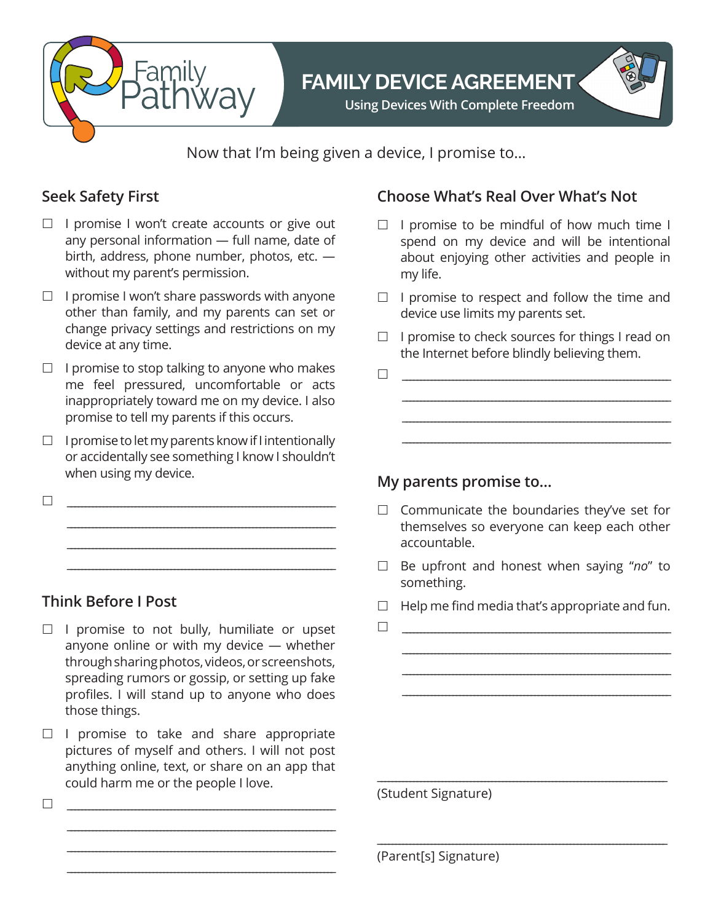Family Pathway

# FAMILY DEVICE AGREEMENT

Using Devices With Complete Freedom

Now that I'm being given a device, I promise to...

## Seek Safety First

- ☐ I promise I won't create accounts or give out any personal information — full name, date of birth, address, phone number, photos, etc. — without my parent's permission.
- ☐ I promise I won't share passwords with anyone other than family, and my parents can set or change privacy settings and restrictions on my device at any time.
- ☐ I promise to stop talking to anyone who makes me feel pressured, uncomfortable or acts inappropriately toward me on my device. I also promise to tell my parents if this occurs.
- ☐ I promise to let my parents know if I intentionally or accidentally see something I know I shouldn't when using my device.
- ☐ ______________________________
  ______________________________
  ______________________________
  ______________________________

## Think Before I Post

- ☐ I promise to not bully, humiliate or upset anyone online or with my device — whether through sharing photos, videos, or screenshots, spreading rumors or gossip, or setting up fake profiles. I will stand up to anyone who does those things.
- ☐ I promise to take and share appropriate pictures of myself and others. I will not post anything online, text, or share on an app that could harm me or the people I love.
- ☐ ______________________________
  ______________________________
  ______________________________
  ______________________________

## Choose What's Real Over What's Not

- ☐ I promise to be mindful of how much time I spend on my device and will be intentional about enjoying other activities and people in my life.
- ☐ I promise to respect and follow the time and device use limits my parents set.
- ☐ I promise to check sources for things I read on the Internet before blindly believing them.
- ☐ ______________________________
  ______________________________
  ______________________________
  ______________________________

## My parents promise to...

- ☐ Communicate the boundaries they've set for themselves so everyone can keep each other accountable.
- ☐ Be upfront and honest when saying "*no*" to something.
- ☐ Help me find media that's appropriate and fun.
- ☐ ______________________________
  ______________________________
  ______________________________
  ______________________________

______________________________

(Student Signature)

______________________________

(Parent[s] Signature)